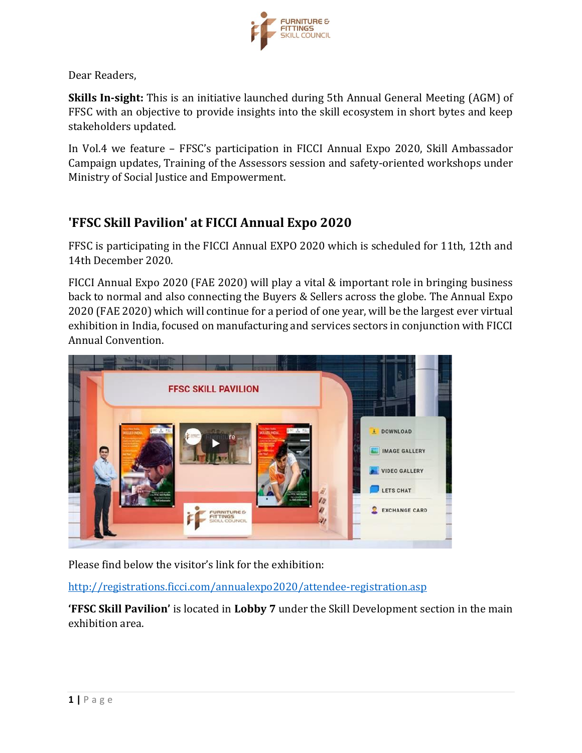Dear Readers,

**Skills In-sight:** This is an initiative launched during 5th Annual General Meeting (AGM) of FFSC with an objective to provide insights into the skill ecosystem in short bytes and keep stakeholders updated.

In Vol.4 we feature – FFSC's participation in FICCI Annual Expo 2020, Skill Ambassador Campaign updates, Training of the Assessors session and safety-oriented workshops under Ministry of Social Justice and Empowerment.

## 'FFSC Skill Pavilion' at FICCI Annual Expo 2020

FFSC is participating in the FICCI Annual EXPO 2020 which is scheduled for 11th, 12th and 14th December 2020.

FICCI Annual Expo 2020 (FAE 2020) will play a vital & important role in bringing business back to normal and also connecting the Buyers & Sellers across the globe. The Annual Expo 2020 (FAE 2020) which will continue for a period of one year, will be the largest ever virtual exhibition in India, focused on manufacturing and services sectors in conjunction with FICCI Annual Convention.

Please find below the visitor's link for the exhibition:

http://registrations.ficci.com/annualexpo2020/attendee-registration.asp

**'FFSC Skill Pavilion'** is located in **Lobby 7** under the Skill Development section in the main exhibition area.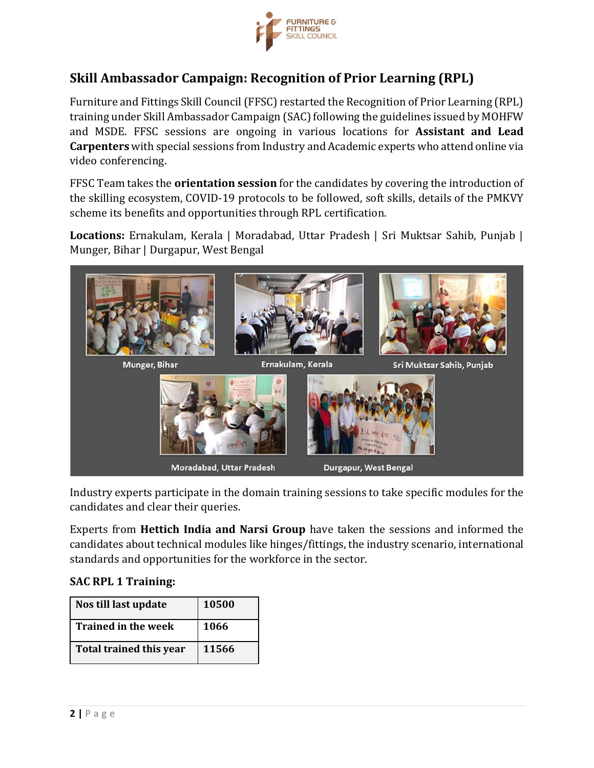## Skill Ambassador Campaign: Recognition of Prior Learning (RPL)

Furniture and Fittings Skill Council (FFSC) restarted the Recognition of Prior Learning (RPL) training under Skill Ambassador Campaign (SAC) following the guidelines issued by MOHFW and MSDE. FFSC sessions are ongoing in various locations for **Assistant and Lead Carpenters** with special sessions from Industry and Academic experts who attend online via video conferencing.

FFSC Team takes the **orientation session** for the candidates by covering the introduction of the skilling ecosystem, COVID-19 protocols to be followed, soft skills, details of the PMKVY scheme its benefits and opportunities through RPL certification.

**Locations:** Ernakulam, Kerala | Moradabad, Uttar Pradesh | Sri Muktsar Sahib, Punjab | Munger, Bihar | Durgapur, West Bengal

Munger, Bihar

Ernakulam, Kerala

Sri Muktsar Sahib, Punjab

Moradabad, Uttar Pradesh

Durgapur, West Bengal

Industry experts participate in the domain training sessions to take specific modules for the candidates and clear their queries.

Experts from **Hettich India and Narsi Group** have taken the sessions and informed the candidates about technical modules like hinges/fittings, the industry scenario, international standards and opportunities for the workforce in the sector.

**SAC RPL 1 Training:**

| Nos till last update | 10500 |
|---|---|
| Trained in the week | 1066 |
| Total trained this year | 11566 |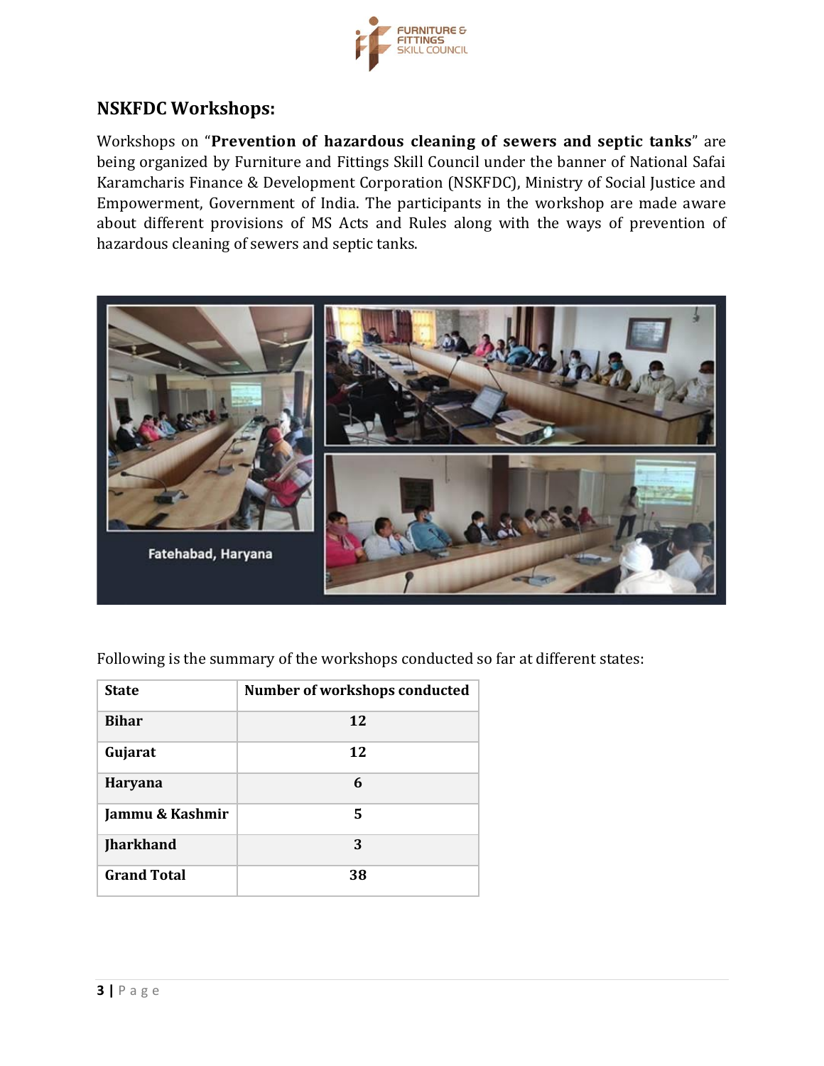## NSKFDC Workshops:

Workshops on "**Prevention of hazardous cleaning of sewers and septic tanks**" are being organized by Furniture and Fittings Skill Council under the banner of National Safai Karamcharis Finance & Development Corporation (NSKFDC), Ministry of Social Justice and Empowerment, Government of India. The participants in the workshop are made aware about different provisions of MS Acts and Rules along with the ways of prevention of hazardous cleaning of sewers and septic tanks.

Fatehabad, Haryana

Following is the summary of the workshops conducted so far at different states:

| State | Number of workshops conducted |
|---|---|
| **Bihar** | **12** |
| **Gujarat** | **12** |
| **Haryana** | **6** |
| **Jammu & Kashmir** | **5** |
| **Jharkhand** | **3** |
| **Grand Total** | **38** |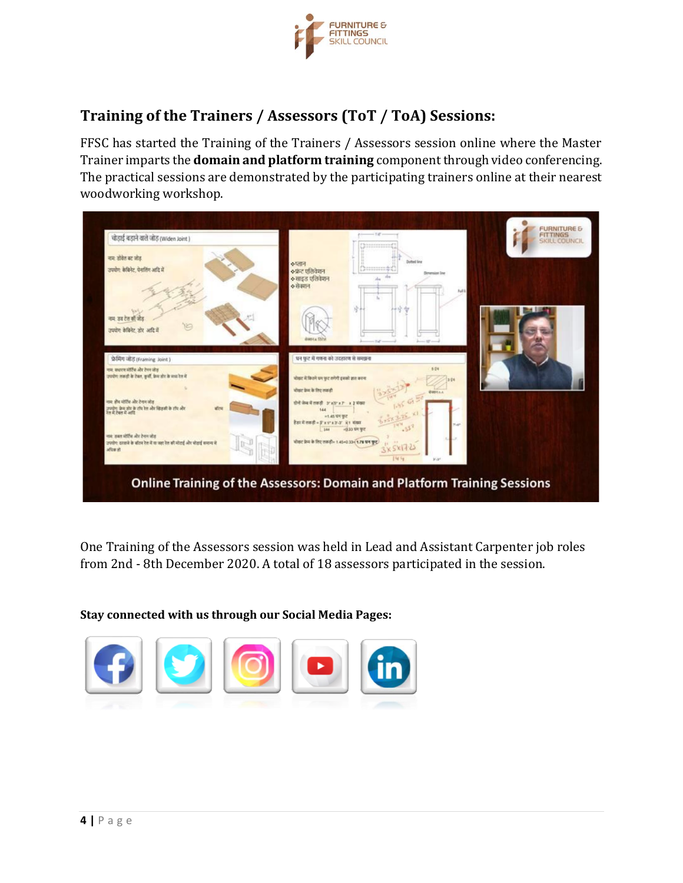## Training of the Trainers / Assessors (ToT / ToA) Sessions:

FFSC has started the Training of the Trainers / Assessors session online where the Master Trainer imparts the **domain and platform training** component through video conferencing. The practical sessions are demonstrated by the participating trainers online at their nearest woodworking workshop.

Online Training of the Assessors: Domain and Platform Training Sessions

One Training of the Assessors session was held in Lead and Assistant Carpenter job roles from 2nd - 8th December 2020. A total of 18 assessors participated in the session.

**Stay connected with us through our Social Media Pages:**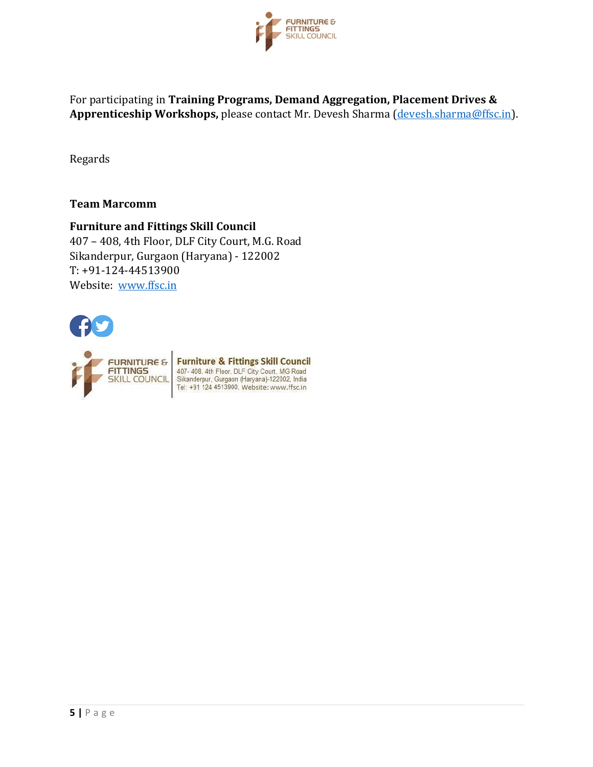For participating in **Training Programs, Demand Aggregation, Placement Drives & Apprenticeship Workshops,** please contact Mr. Devesh Sharma (devesh.sharma@ffsc.in).

Regards

**Team Marcomm**

**Furniture and Fittings Skill Council**
407 – 408, 4th Floor, DLF City Court, M.G. Road
Sikanderpur, Gurgaon (Haryana) - 122002
T: +91-124-44513900
Website: www.ffsc.in

FURNITURE & FITTINGS SKILL COUNCIL

**Furniture & Fittings Skill Council**
407- 408, 4th Floor, DLF City Court, MG Road
Sikanderpur, Gurgaon (Haryana)-122002, India
Tel: +91 124 4513900, Website: www.ffsc.in